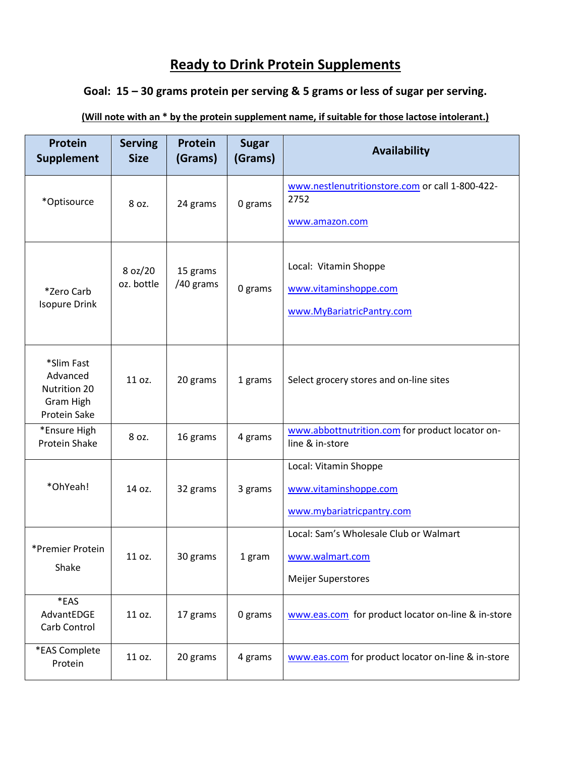# Ready to Drink Protein Supplements

**Goal: 15 – 30 grams protein per serving & 5 grams or less of sugar per serving.**

**(Will note with an * by the protein supplement name, if suitable for those lactose intolerant.)**

| Protein Supplement | Serving Size | Protein (Grams) | Sugar (Grams) | Availability |
|---|---|---|---|---|
| *Optisource | 8 oz. | 24 grams | 0 grams | www.nestlenutritionstore.com or call 1-800-422-2752<br>www.amazon.com |
| *Zero Carb Isopure Drink | 8 oz/20 oz. bottle | 15 grams /40 grams | 0 grams | Local: Vitamin Shoppe<br>www.vitaminshoppe.com<br>www.MyBariatricPantry.com |
| *Slim Fast Advanced Nutrition 20 Gram High Protein Sake | 11 oz. | 20 grams | 1 grams | Select grocery stores and on-line sites |
| *Ensure High Protein Shake | 8 oz. | 16 grams | 4 grams | www.abbottnutrition.com for product locator on-line & in-store |
| *OhYeah! | 14 oz. | 32 grams | 3 grams | Local: Vitamin Shoppe<br>www.vitaminshoppe.com<br>www.mybariatricpantry.com |
| *Premier Protein Shake | 11 oz. | 30 grams | 1 gram | Local: Sam's Wholesale Club or Walmart<br>www.walmart.com<br>Meijer Superstores |
| *EAS AdvantEDGE Carb Control | 11 oz. | 17 grams | 0 grams | www.eas.com for product locator on-line & in-store |
| *EAS Complete Protein | 11 oz. | 20 grams | 4 grams | www.eas.com for product locator on-line & in-store |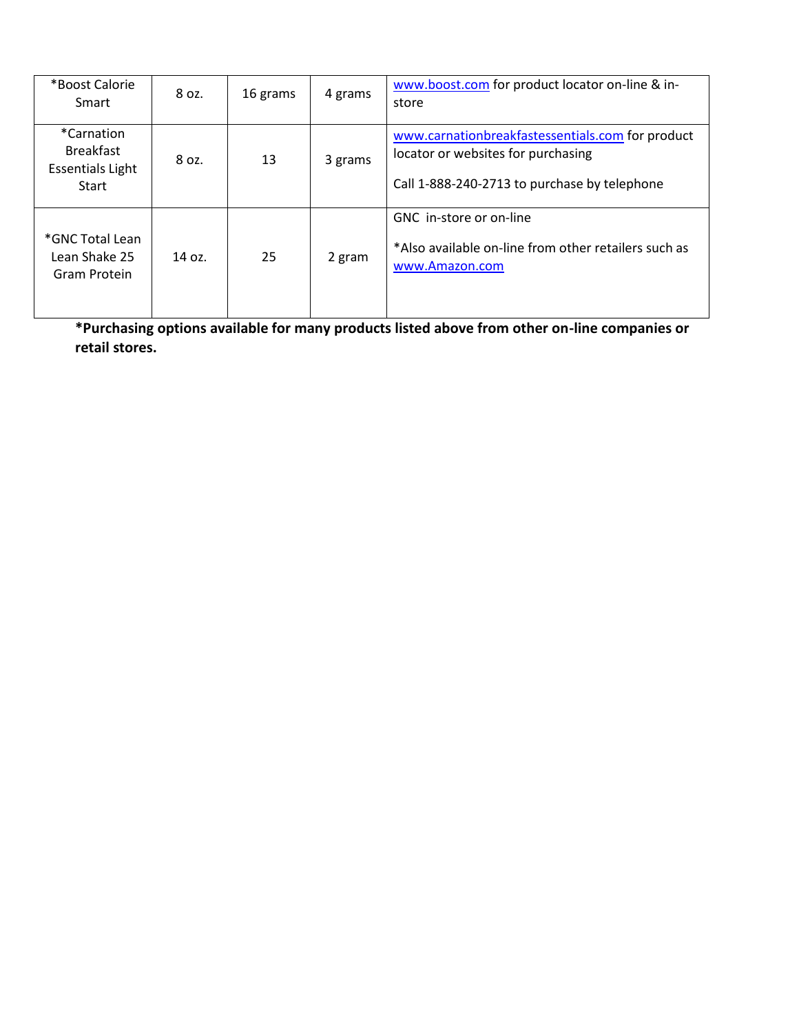| | | | | |
|---|---|---|---|---|
| *Boost Calorie Smart | 8 oz. | 16 grams | 4 grams | www.boost.com for product locator on-line & in-store |
| *Carnation Breakfast Essentials Light Start | 8 oz. | 13 | 3 grams | www.carnationbreakfastessentials.com for product locator or websites for purchasing<br><br>Call 1-888-240-2713 to purchase by telephone |
| *GNC Total Lean Lean Shake 25 Gram Protein | 14 oz. | 25 | 2 gram | GNC in-store or on-line<br><br>*Also available on-line from other retailers such as www.Amazon.com |

**\*Purchasing options available for many products listed above from other on-line companies or retail stores.**